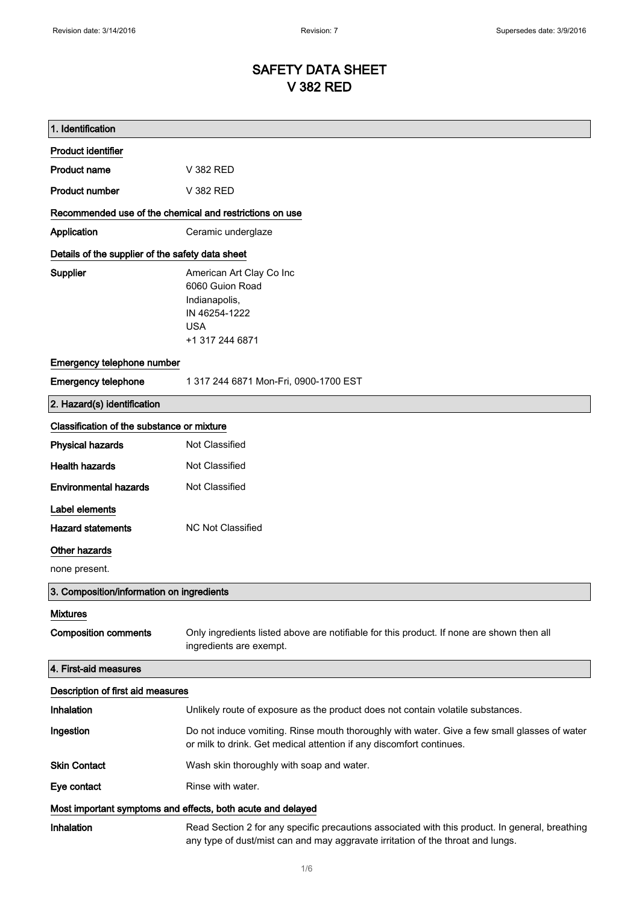# SAFETY DATA SHEET
# V 382 RED

## 1. Identification

### Product identifier

**Product name** V 382 RED

**Product number** V 382 RED

### Recommended use of the chemical and restrictions on use

**Application** Ceramic underglaze

### Details of the supplier of the safety data sheet

**Supplier**
American Art Clay Co Inc
6060 Guion Road
Indianapolis,
IN 46254-1222
USA
+1 317 244 6871

### Emergency telephone number

**Emergency telephone** 1 317 244 6871 Mon-Fri, 0900-1700 EST

## 2. Hazard(s) identification

### Classification of the substance or mixture

**Physical hazards** Not Classified

**Health hazards** Not Classified

**Environmental hazards** Not Classified

### Label elements

**Hazard statements** NC Not Classified

### Other hazards

none present.

## 3. Composition/information on ingredients

### Mixtures

**Composition comments** Only ingredients listed above are notifiable for this product. If none are shown then all ingredients are exempt.

## 4. First-aid measures

### Description of first aid measures

**Inhalation** Unlikely route of exposure as the product does not contain volatile substances.

**Ingestion** Do not induce vomiting. Rinse mouth thoroughly with water. Give a few small glasses of water or milk to drink. Get medical attention if any discomfort continues.

**Skin Contact** Wash skin thoroughly with soap and water.

**Eye contact** Rinse with water.

### Most important symptoms and effects, both acute and delayed

**Inhalation** Read Section 2 for any specific precautions associated with this product. In general, breathing any type of dust/mist can and may aggravate irritation of the throat and lungs.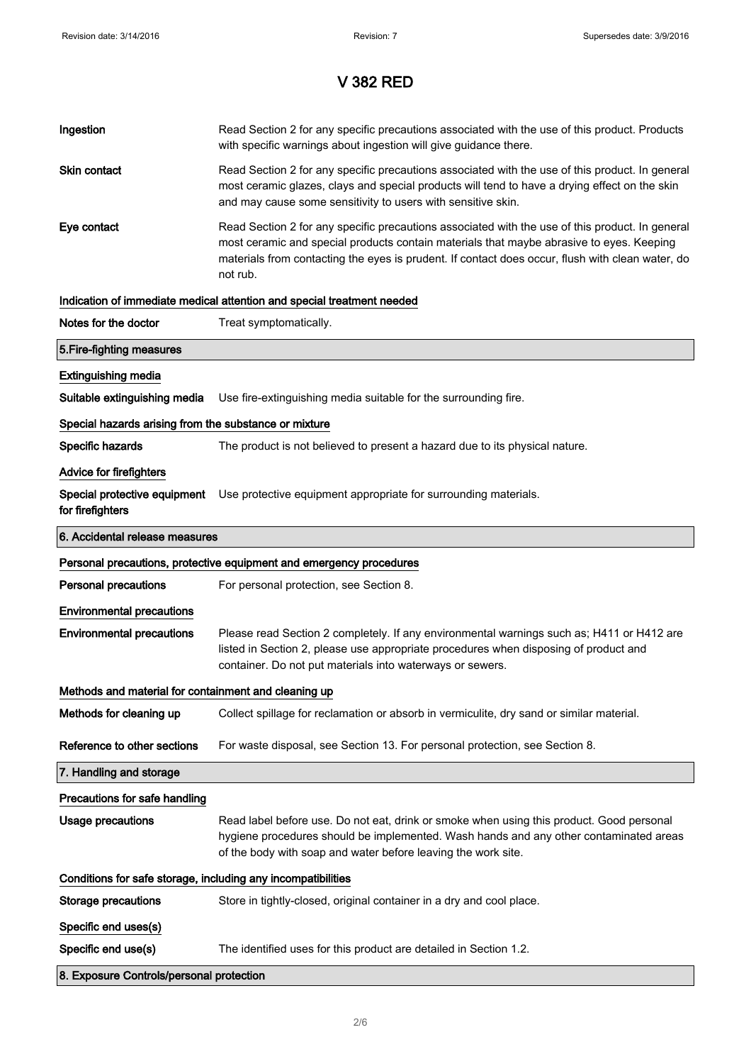# V 382 RED

**Ingestion** Read Section 2 for any specific precautions associated with the use of this product. Products with specific warnings about ingestion will give guidance there.

**Skin contact** Read Section 2 for any specific precautions associated with the use of this product. In general most ceramic glazes, clays and special products will tend to have a drying effect on the skin and may cause some sensitivity to users with sensitive skin.

**Eye contact** Read Section 2 for any specific precautions associated with the use of this product. In general most ceramic and special products contain materials that maybe abrasive to eyes. Keeping materials from contacting the eyes is prudent. If contact does occur, flush with clean water, do not rub.

### Indication of immediate medical attention and special treatment needed

**Notes for the doctor** Treat symptomatically.

## 5.Fire-fighting measures

### Extinguishing media

**Suitable extinguishing media** Use fire-extinguishing media suitable for the surrounding fire.

### Special hazards arising from the substance or mixture

**Specific hazards** The product is not believed to present a hazard due to its physical nature.

### Advice for firefighters

**Special protective equipment for firefighters** Use protective equipment appropriate for surrounding materials.

## 6. Accidental release measures

### Personal precautions, protective equipment and emergency procedures

**Personal precautions** For personal protection, see Section 8.

### Environmental precautions

**Environmental precautions** Please read Section 2 completely. If any environmental warnings such as; H411 or H412 are listed in Section 2, please use appropriate procedures when disposing of product and container. Do not put materials into waterways or sewers.

### Methods and material for containment and cleaning up

**Methods for cleaning up** Collect spillage for reclamation or absorb in vermiculite, dry sand or similar material.

**Reference to other sections** For waste disposal, see Section 13. For personal protection, see Section 8.

## 7. Handling and storage

### Precautions for safe handling

**Usage precautions** Read label before use. Do not eat, drink or smoke when using this product. Good personal hygiene procedures should be implemented. Wash hands and any other contaminated areas of the body with soap and water before leaving the work site.

### Conditions for safe storage, including any incompatibilities

**Storage precautions** Store in tightly-closed, original container in a dry and cool place.

### Specific end uses(s)

**Specific end use(s)** The identified uses for this product are detailed in Section 1.2.

## 8. Exposure Controls/personal protection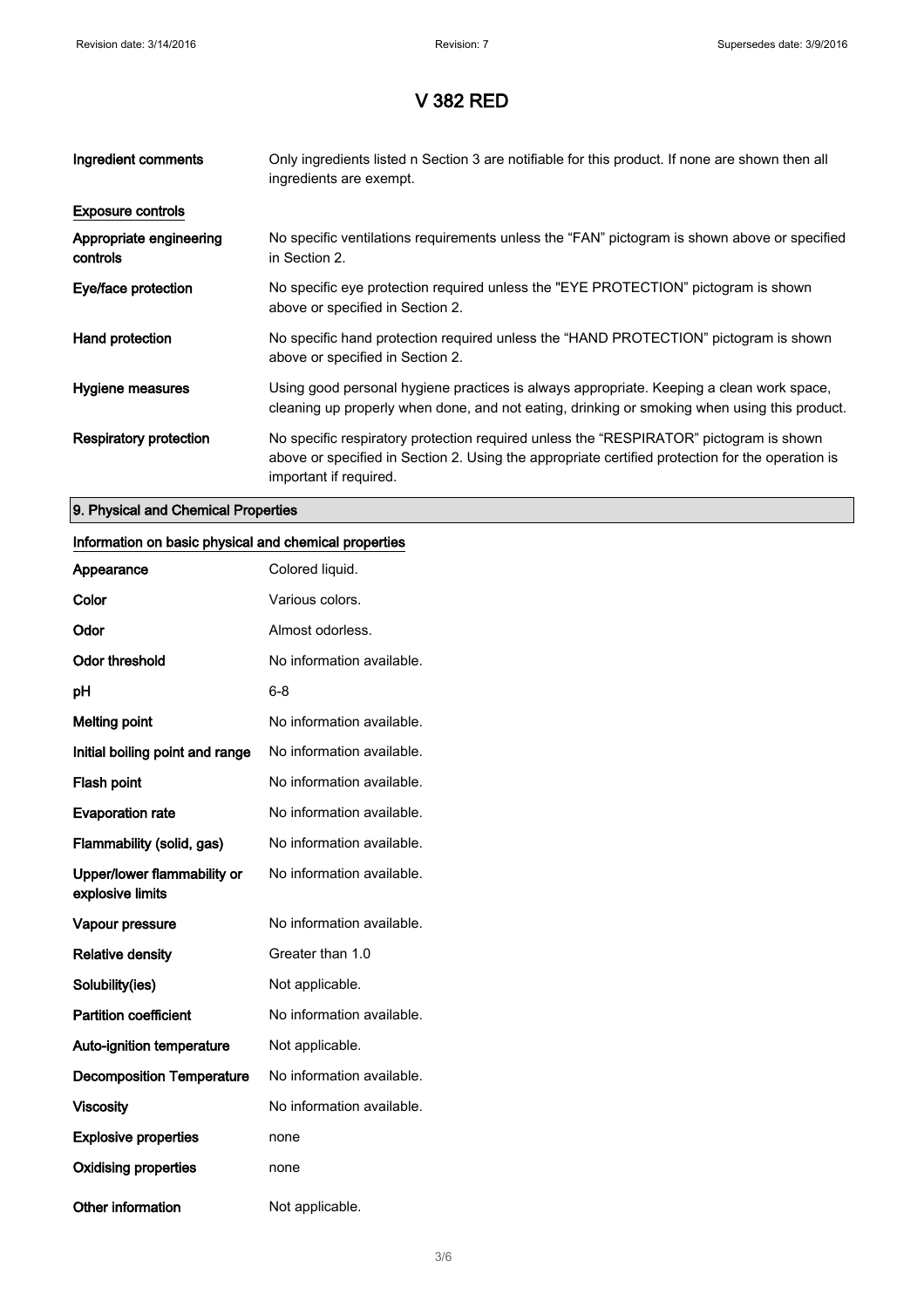# V 382 RED

| | |
|---|---|
| **Ingredient comments** | Only ingredients listed n Section 3 are notifiable for this product. If none are shown then all ingredients are exempt. |

**Exposure controls**

| | |
|---|---|
| **Appropriate engineering controls** | No specific ventilations requirements unless the "FAN" pictogram is shown above or specified in Section 2. |
| **Eye/face protection** | No specific eye protection required unless the "EYE PROTECTION" pictogram is shown above or specified in Section 2. |
| **Hand protection** | No specific hand protection required unless the "HAND PROTECTION" pictogram is shown above or specified in Section 2. |
| **Hygiene measures** | Using good personal hygiene practices is always appropriate. Keeping a clean work space, cleaning up properly when done, and not eating, drinking or smoking when using this product. |
| **Respiratory protection** | No specific respiratory protection required unless the "RESPIRATOR" pictogram is shown above or specified in Section 2. Using the appropriate certified protection for the operation is important if required. |

## 9. Physical and Chemical Properties

**Information on basic physical and chemical properties**

| | |
|---|---|
| **Appearance** | Colored liquid. |
| **Color** | Various colors. |
| **Odor** | Almost odorless. |
| **Odor threshold** | No information available. |
| **pH** | 6-8 |
| **Melting point** | No information available. |
| **Initial boiling point and range** | No information available. |
| **Flash point** | No information available. |
| **Evaporation rate** | No information available. |
| **Flammability (solid, gas)** | No information available. |
| **Upper/lower flammability or explosive limits** | No information available. |
| **Vapour pressure** | No information available. |
| **Relative density** | Greater than 1.0 |
| **Solubility(ies)** | Not applicable. |
| **Partition coefficient** | No information available. |
| **Auto-ignition temperature** | Not applicable. |
| **Decomposition Temperature** | No information available. |
| **Viscosity** | No information available. |
| **Explosive properties** | none |
| **Oxidising properties** | none |
| **Other information** | Not applicable. |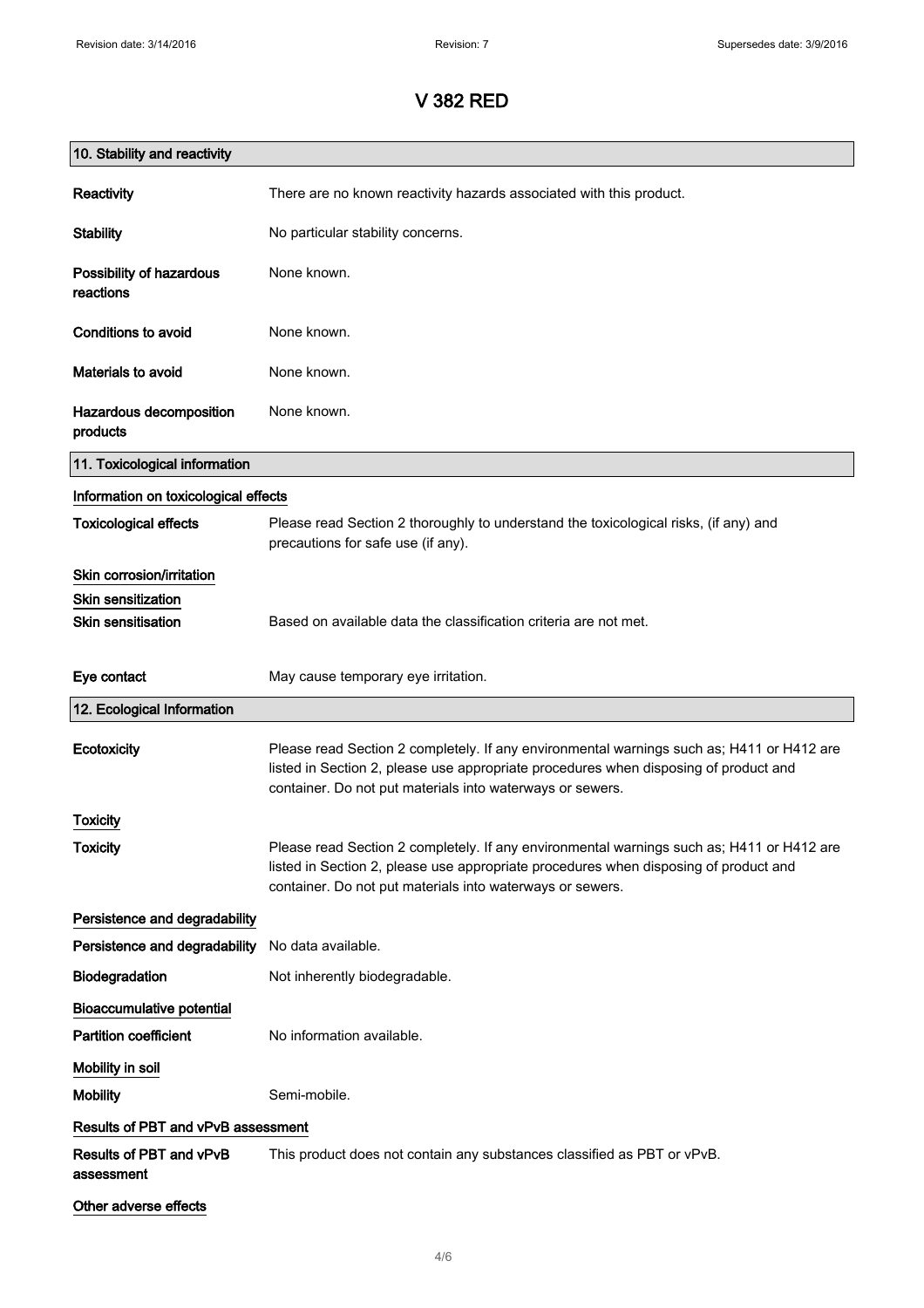# V 382 RED

## 10. Stability and reactivity

| | |
|---|---|
| **Reactivity** | There are no known reactivity hazards associated with this product. |
| **Stability** | No particular stability concerns. |
| **Possibility of hazardous reactions** | None known. |
| **Conditions to avoid** | None known. |
| **Materials to avoid** | None known. |
| **Hazardous decomposition products** | None known. |

## 11. Toxicological information

### Information on toxicological effects

| | |
|---|---|
| **Toxicological effects** | Please read Section 2 thoroughly to understand the toxicological risks, (if any) and precautions for safe use (if any). |

### Skin corrosion/irritation

### Skin sensitization

| | |
|---|---|
| **Skin sensitisation** | Based on available data the classification criteria are not met. |
| **Eye contact** | May cause temporary eye irritation. |

## 12. Ecological Information

| | |
|---|---|
| **Ecotoxicity** | Please read Section 2 completely. If any environmental warnings such as; H411 or H412 are listed in Section 2, please use appropriate procedures when disposing of product and container. Do not put materials into waterways or sewers. |

### Toxicity

| | |
|---|---|
| **Toxicity** | Please read Section 2 completely. If any environmental warnings such as; H411 or H412 are listed in Section 2, please use appropriate procedures when disposing of product and container. Do not put materials into waterways or sewers. |

### Persistence and degradability

| | |
|---|---|
| **Persistence and degradability** | No data available. |
| **Biodegradation** | Not inherently biodegradable. |

### Bioaccumulative potential

| | |
|---|---|
| **Partition coefficient** | No information available. |

### Mobility in soil

| | |
|---|---|
| **Mobility** | Semi-mobile. |

### Results of PBT and vPvB assessment

| | |
|---|---|
| **Results of PBT and vPvB assessment** | This product does not contain any substances classified as PBT or vPvB. |

### Other adverse effects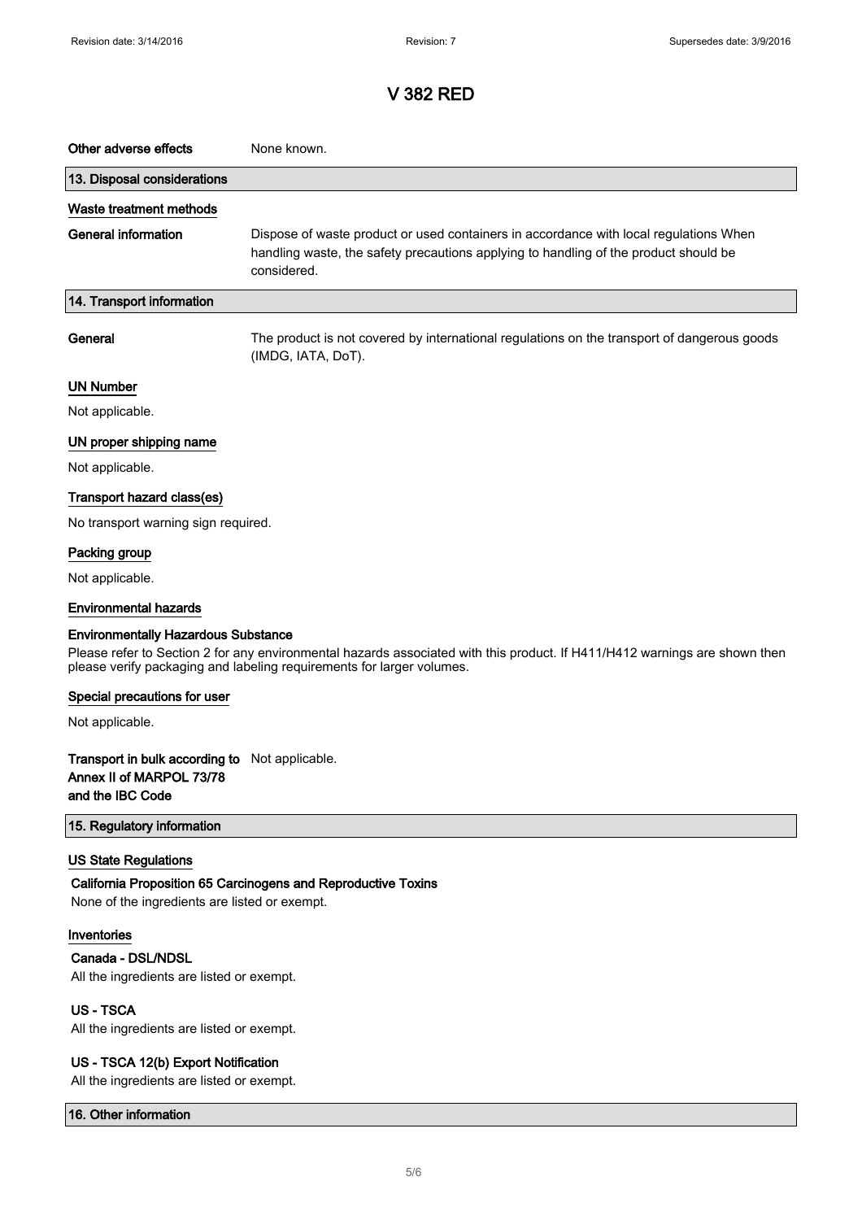# V 382 RED

**Other adverse effects** None known.

## 13. Disposal considerations

### Waste treatment methods

**General information** Dispose of waste product or used containers in accordance with local regulations When handling waste, the safety precautions applying to handling of the product should be considered.

## 14. Transport information

**General** The product is not covered by international regulations on the transport of dangerous goods (IMDG, IATA, DoT).

### UN Number

Not applicable.

### UN proper shipping name

Not applicable.

### Transport hazard class(es)

No transport warning sign required.

### Packing group

Not applicable.

### Environmental hazards

#### Environmentally Hazardous Substance

Please refer to Section 2 for any environmental hazards associated with this product. If H411/H412 warnings are shown then please verify packaging and labeling requirements for larger volumes.

### Special precautions for user

Not applicable.

**Transport in bulk according to Annex II of MARPOL 73/78 and the IBC Code** Not applicable.

## 15. Regulatory information

### US State Regulations

#### California Proposition 65 Carcinogens and Reproductive Toxins

None of the ingredients are listed or exempt.

### Inventories

#### Canada - DSL/NDSL

All the ingredients are listed or exempt.

#### US - TSCA

All the ingredients are listed or exempt.

#### US - TSCA 12(b) Export Notification

All the ingredients are listed or exempt.

## 16. Other information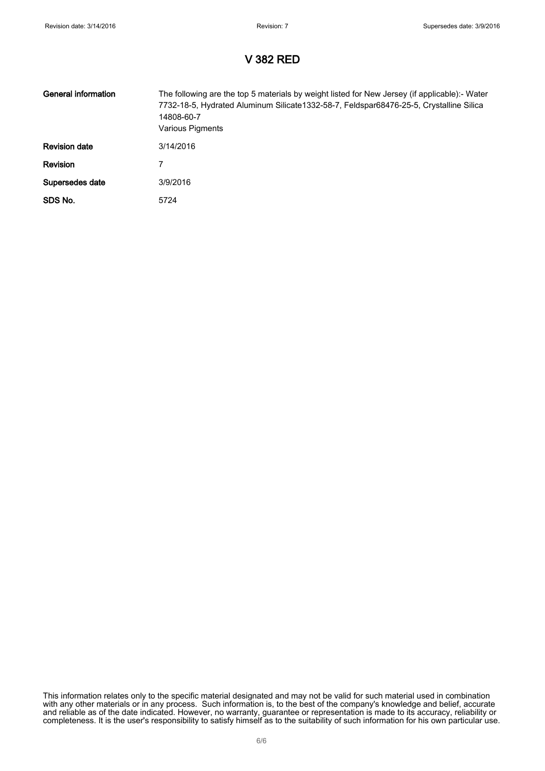# V 382 RED

| | |
|---|---|
| **General information** | The following are the top 5 materials by weight listed for New Jersey (if applicable):- Water 7732-18-5, Hydrated Aluminum Silicate1332-58-7, Feldspar68476-25-5, Crystalline Silica 14808-60-7<br>Various Pigments |
| **Revision date** | 3/14/2016 |
| **Revision** | 7 |
| **Supersedes date** | 3/9/2016 |
| **SDS No.** | 5724 |

This information relates only to the specific material designated and may not be valid for such material used in combination with any other materials or in any process. Such information is, to the best of the company's knowledge and belief, accurate and reliable as of the date indicated. However, no warranty, guarantee or representation is made to its accuracy, reliability or completeness. It is the user's responsibility to satisfy himself as to the suitability of such information for his own particular use.